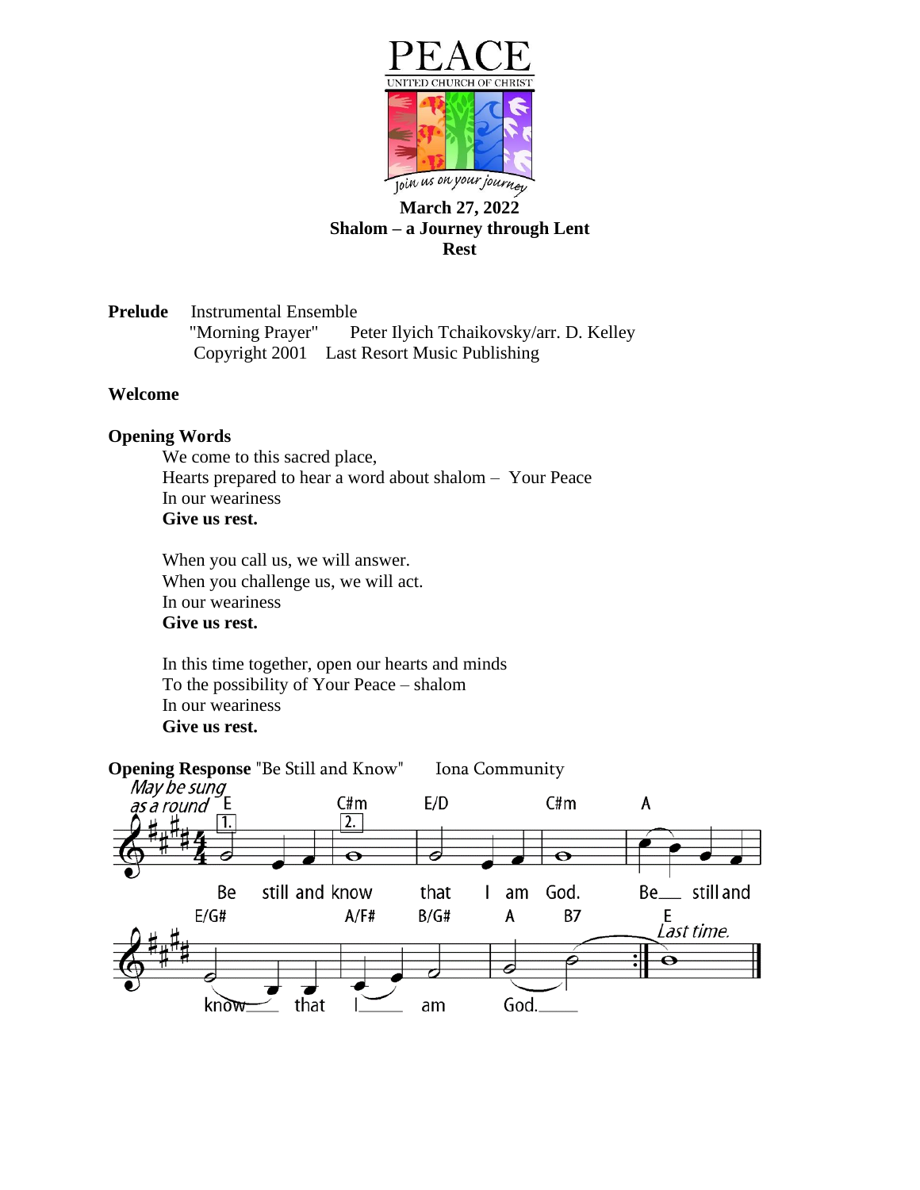PEACE
UNITED CHURCH OF CHRIST
*Join us on your journey*

**March 27, 2022**
**Shalom – a Journey through Lent**
**Rest**

**Prelude** Instrumental Ensemble
"Morning Prayer" Peter Ilyich Tchaikovsky/arr. D. Kelley
Copyright 2001 Last Resort Music Publishing

**Welcome**

**Opening Words**

We come to this sacred place,
Hearts prepared to hear a word about shalom – Your Peace
In our weariness
**Give us rest.**

When you call us, we will answer.
When you challenge us, we will act.
In our weariness
**Give us rest.**

In this time together, open our hearts and minds
To the possibility of Your Peace – shalom
In our weariness
**Give us rest.**

**Opening Response** "Be Still and Know" Iona Community

*May be sung as a round*

E C#m E/D C#m A
Be still and know that I am God. Be still and

E/G# A/F# B/G# A B7 E
know that I am God.

*Last time.*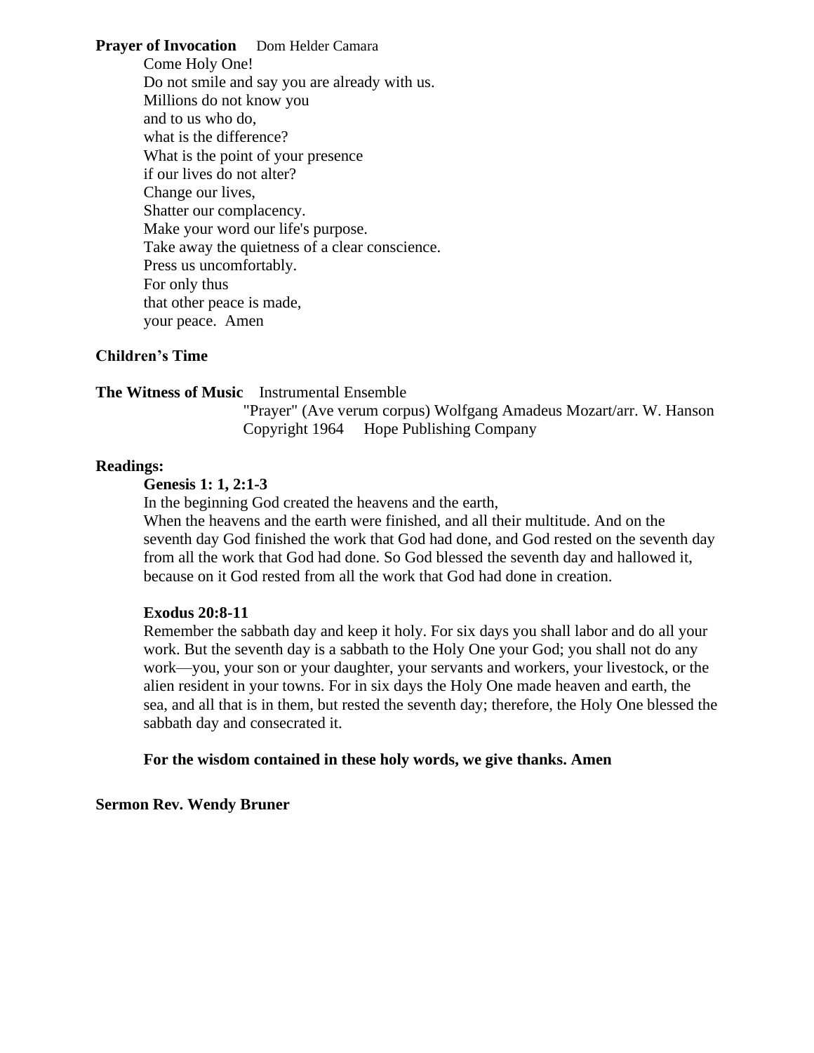**Prayer of Invocation** Dom Helder Camara

Come Holy One!
Do not smile and say you are already with us.
Millions do not know you
and to us who do,
what is the difference?
What is the point of your presence
if our lives do not alter?
Change our lives,
Shatter our complacency.
Make your word our life's purpose.
Take away the quietness of a clear conscience.
Press us uncomfortably.
For only thus
that other peace is made,
your peace. Amen

**Children's Time**

**The Witness of Music** Instrumental Ensemble

"Prayer" (Ave verum corpus) Wolfgang Amadeus Mozart/arr. W. Hanson
Copyright 1964 Hope Publishing Company

**Readings:**

**Genesis 1: 1, 2:1-3**

In the beginning God created the heavens and the earth,
When the heavens and the earth were finished, and all their multitude. And on the seventh day God finished the work that God had done, and God rested on the seventh day from all the work that God had done. So God blessed the seventh day and hallowed it, because on it God rested from all the work that God had done in creation.

**Exodus 20:8-11**

Remember the sabbath day and keep it holy. For six days you shall labor and do all your work. But the seventh day is a sabbath to the Holy One your God; you shall not do any work—you, your son or your daughter, your servants and workers, your livestock, or the alien resident in your towns. For in six days the Holy One made heaven and earth, the sea, and all that is in them, but rested the seventh day; therefore, the Holy One blessed the sabbath day and consecrated it.

**For the wisdom contained in these holy words, we give thanks. Amen**

**Sermon Rev. Wendy Bruner**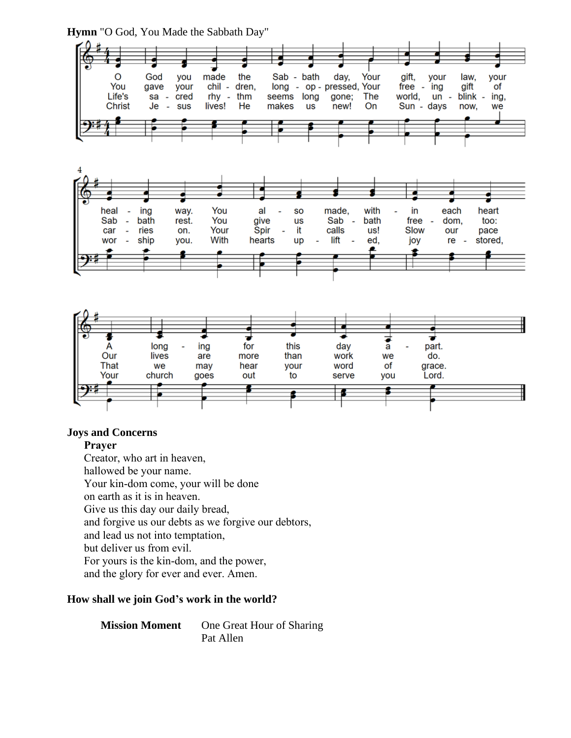**Hymn** "O God, You Made the Sabbath Day"

O God you made the Sabbath day, Your gift, your law, your healing way. You also made, within each heart A longing for this day apart.

You gave your children, long oppressed, Your freeing gift of Sabbath rest. You give us Sabbath freedom, too: Our lives are more than work we do.

Life's sacred rhythm seems long gone; The world, unblinking, carries on. Your Spirit calls us! Slow our pace That we may hear your word of grace.

Christ Jesus lives! He makes us new! On Sundays now, we worship you. With hearts uplifted, joy restored, Your church goes out to serve you, Lord.

**Joys and Concerns**

**Prayer**

Creator, who art in heaven,
hallowed be your name.
Your kin-dom come, your will be done
on earth as it is in heaven.
Give us this day our daily bread,
and forgive us our debts as we forgive our debtors,
and lead us not into temptation,
but deliver us from evil.
For yours is the kin-dom, and the power,
and the glory for ever and ever. Amen.

**How shall we join God's work in the world?**

**Mission Moment** One Great Hour of Sharing
Pat Allen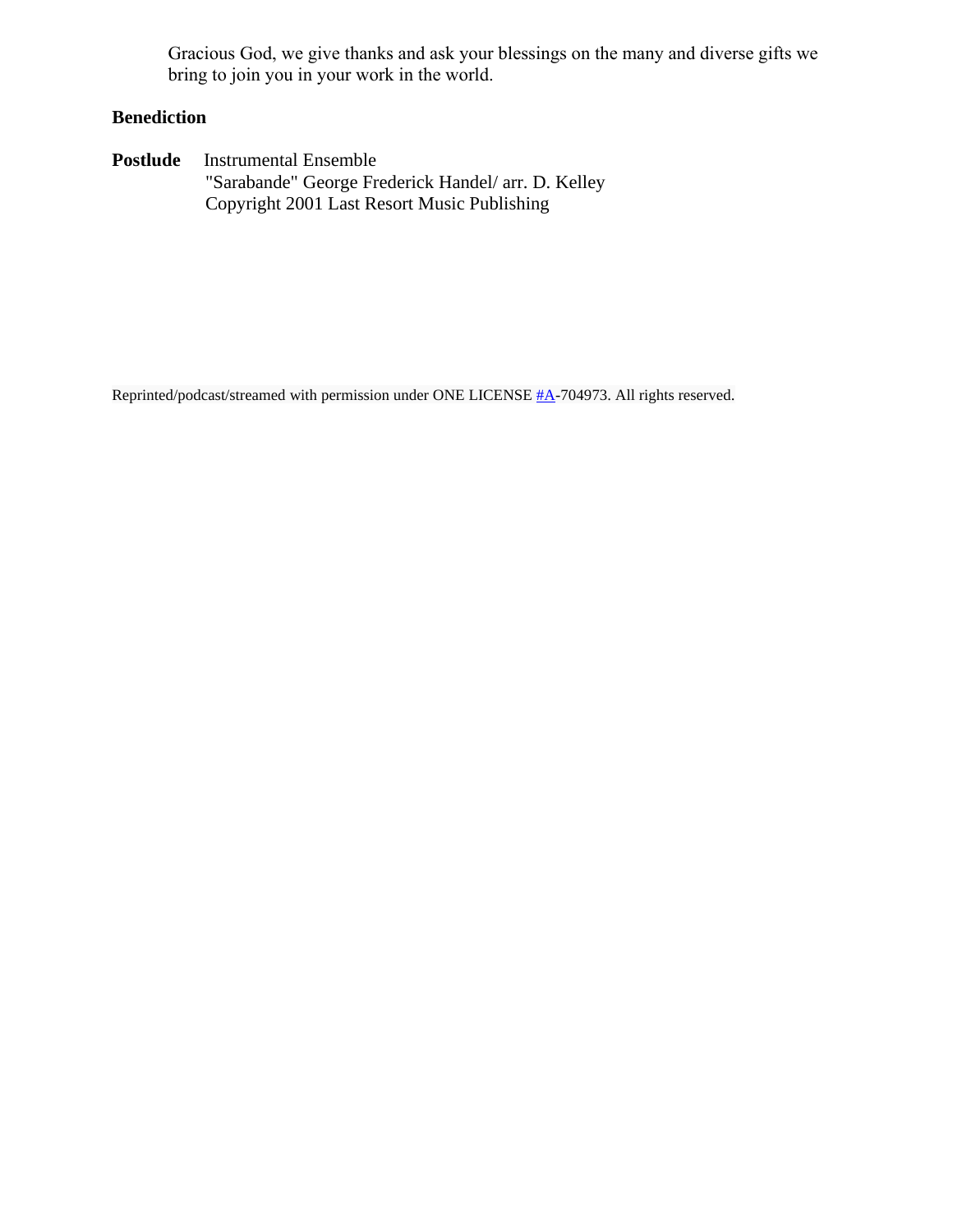Gracious God, we give thanks and ask your blessings on the many and diverse gifts we bring to join you in your work in the world.

**Benediction**

**Postlude** Instrumental Ensemble
"Sarabande" George Frederick Handel/ arr. D. Kelley
Copyright 2001 Last Resort Music Publishing

Reprinted/podcast/streamed with permission under ONE LICENSE #A-704973. All rights reserved.